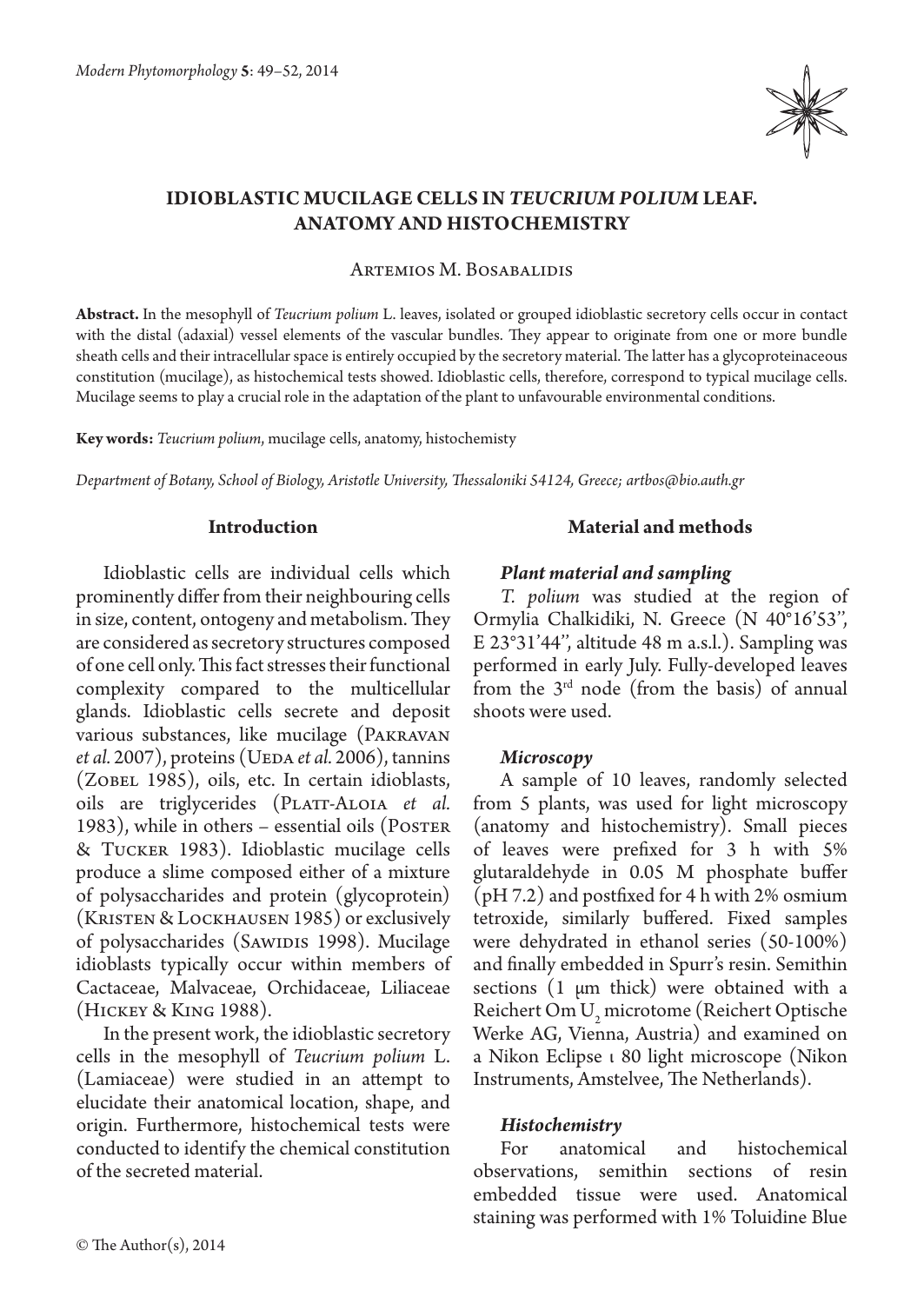# IDIOBLASTIC MUCILAGE CELLS IN *TEUCRIUM POLIUM* LEAF. ANATOMY AND HISTOCHEMISTRY

Artemios M. Bosabalidis

**Abstract.** In the mesophyll of *Teucrium polium* L. leaves, isolated or grouped idioblastic secretory cells occur in contact with the distal (adaxial) vessel elements of the vascular bundles. They appear to originate from one or more bundle sheath cells and their intracellular space is entirely occupied by the secretory material. The latter has a glycoproteinaceous constitution (mucilage), as histochemical tests showed. Idioblastic cells, therefore, correspond to typical mucilage cells. Mucilage seems to play a crucial role in the adaptation of the plant to unfavourable environmental conditions.

**Key words:** *Teucrium polium*, mucilage cells, anatomy, histochemisty

*Department of Botany, School of Biology, Aristotle University, Thessaloniki 54124, Greece; artbos@bio.auth.gr*

## Introduction

Idioblastic cells are individual cells which prominently differ from their neighbouring cells in size, content, ontogeny and metabolism. They are considered as secretory structures composed of one cell only. This fact stresses their functional complexity compared to the multicellular glands. Idioblastic cells secrete and deposit various substances, like mucilage (Pakravan *et al.* 2007), proteins (Ueda *et al.* 2006), tannins (Zobel 1985), oils, etc. In certain idioblasts, oils are triglycerides (Platt-Aloia *et al.* 1983), while in others – essential oils (Poster & Tucker 1983). Idioblastic mucilage cells produce a slime composed either of a mixture of polysaccharides and protein (glycoprotein) (Kristen & Lockhausen 1985) or exclusively of polysaccharides (Sawidis 1998). Mucilage idioblasts typically occur within members of Cactaceae, Malvaceae, Orchidaceae, Liliaceae (Hickey & King 1988).

In the present work, the idioblastic secretory cells in the mesophyll of *Teucrium polium* L. (Lamiaceae) were studied in an attempt to elucidate their anatomical location, shape, and origin. Furthermore, histochemical tests were conducted to identify the chemical constitution of the secreted material.

## Material and methods

### *Plant material and sampling*

*T. polium* was studied at the region of Ormylia Chalkidiki, N. Greece (N 40°16'53'', E 23°31'44'', altitude 48 m a.s.l.). Sampling was performed in early July. Fully-developed leaves from the 3[rd] node (from the basis) of annual shoots were used.

### *Microscopy*

A sample of 10 leaves, randomly selected from 5 plants, was used for light microscopy (anatomy and histochemistry). Small pieces of leaves were prefixed for 3 h with 5% glutaraldehyde in 0.05 M phosphate buffer (pH 7.2) and postfixed for 4 h with 2% osmium tetroxide, similarly buffered. Fixed samples were dehydrated in ethanol series (50-100%) and finally embedded in Spurr's resin. Semithin sections (1 μm thick) were obtained with a Reichert Om $U_2$ microtome (Reichert Optische Werke AG, Vienna, Austria) and examined on a Nikon Eclipse ι 80 light microscope (Nikon Instruments, Amstelvee, The Netherlands).

### *Histochemistry*

For anatomical and histochemical observations, semithin sections of resin embedded tissue were used. Anatomical staining was performed with 1% Toluidine Blue

© The Author(s), 2014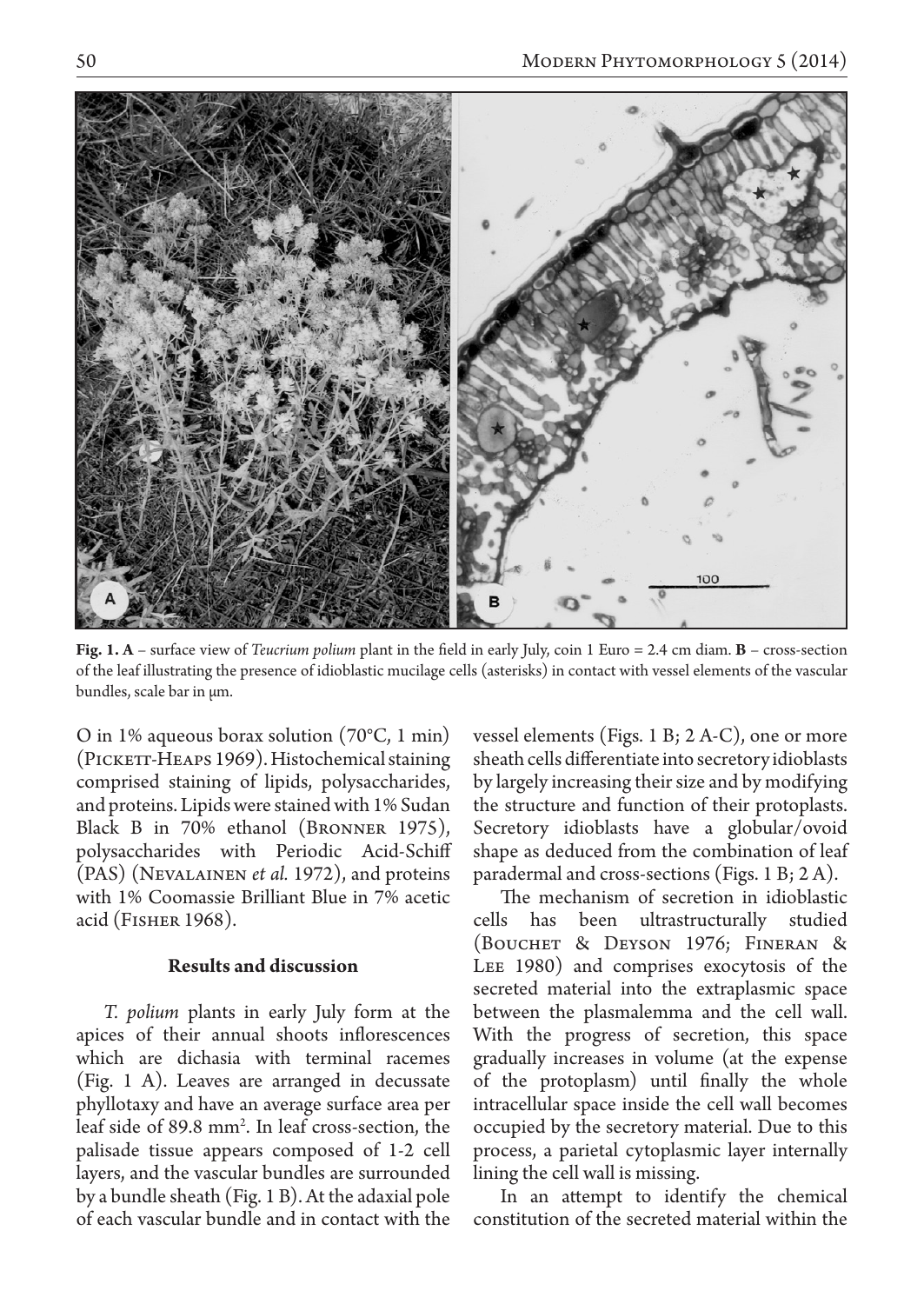**Fig. 1. A** – surface view of *Teucrium polium* plant in the field in early July, coin 1 Euro = 2.4 cm diam. **B** – cross-section of the leaf illustrating the presence of idioblastic mucilage cells (asterisks) in contact with vessel elements of the vascular bundles, scale bar in μm.

O in 1% aqueous borax solution (70°C, 1 min) (Pickett-Heaps 1969). Histochemical staining comprised staining of lipids, polysaccharides, and proteins. Lipids were stained with 1% Sudan Black B in 70% ethanol (Bronner 1975), polysaccharides with Periodic Acid-Schiff (PAS) (Nevalainen *et al.* 1972), and proteins with 1% Coomassie Brilliant Blue in 7% acetic acid (Fisher 1968).

## Results and discussion

*T. polium* plants in early July form at the apices of their annual shoots inflorescences which are dichasia with terminal racemes (Fig. 1 A). Leaves are arranged in decussate phyllotaxy and have an average surface area per leaf side of 89.8 mm$^2$. In leaf cross-section, the palisade tissue appears composed of 1-2 cell layers, and the vascular bundles are surrounded by a bundle sheath (Fig. 1 B). At the adaxial pole of each vascular bundle and in contact with the vessel elements (Figs. 1 B; 2 A-C), one or more sheath cells differentiate into secretory idioblasts by largely increasing their size and by modifying the structure and function of their protoplasts. Secretory idioblasts have a globular/ovoid shape as deduced from the combination of leaf paradermal and cross-sections (Figs. 1 B; 2 A).

The mechanism of secretion in idioblastic cells has been ultrastructurally studied (Bouchet & Deyson 1976; Fineran & Lee 1980) and comprises exocytosis of the secreted material into the extraplasmic space between the plasmalemma and the cell wall. With the progress of secretion, this space gradually increases in volume (at the expense of the protoplasm) until finally the whole intracellular space inside the cell wall becomes occupied by the secretory material. Due to this process, a parietal cytoplasmic layer internally lining the cell wall is missing.

In an attempt to identify the chemical constitution of the secreted material within the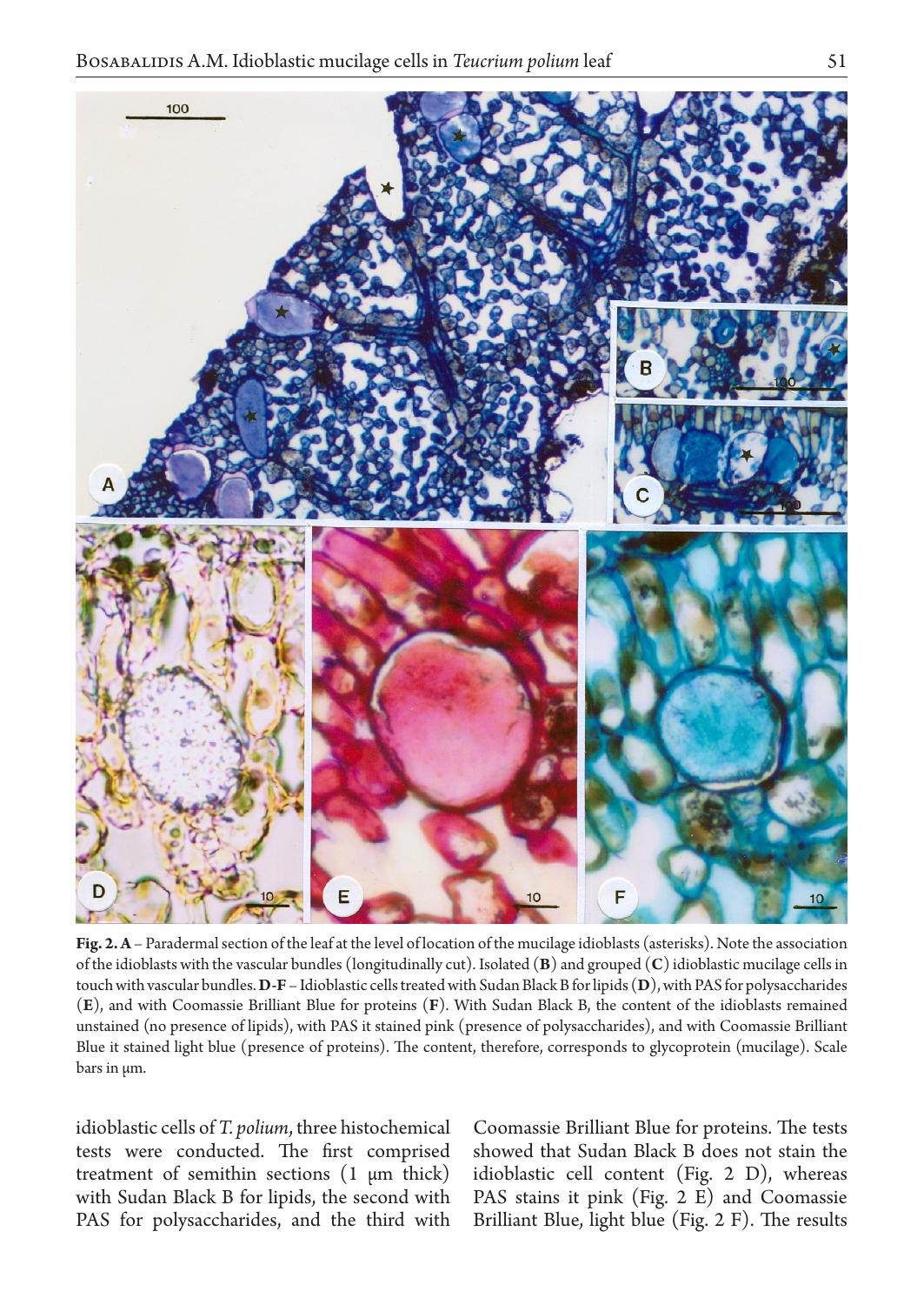**Fig. 2. A** – Paradermal section of the leaf at the level of location of the mucilage idioblasts (asterisks). Note the association of the idioblasts with the vascular bundles (longitudinally cut). Isolated (**B**) and grouped (**C**) idioblastic mucilage cells in touch with vascular bundles. **D**-**F** – Idioblastic cells treated with Sudan Black B for lipids (**D**), with PAS for polysaccharides (**E**), and with Coomassie Brilliant Blue for proteins (**F**). With Sudan Black B, the content of the idioblasts remained unstained (no presence of lipids), with PAS it stained pink (presence of polysaccharides), and with Coomassie Brilliant Blue it stained light blue (presence of proteins). The content, therefore, corresponds to glycoprotein (mucilage). Scale bars in μm.

idioblastic cells of *T. polium*, three histochemical tests were conducted. The first comprised treatment of semithin sections (1 μm thick) with Sudan Black B for lipids, the second with PAS for polysaccharides, and the third with Coomassie Brilliant Blue for proteins. The tests showed that Sudan Black B does not stain the idioblastic cell content (Fig. 2 D), whereas PAS stains it pink (Fig. 2 E) and Coomassie Brilliant Blue, light blue (Fig. 2 F). The results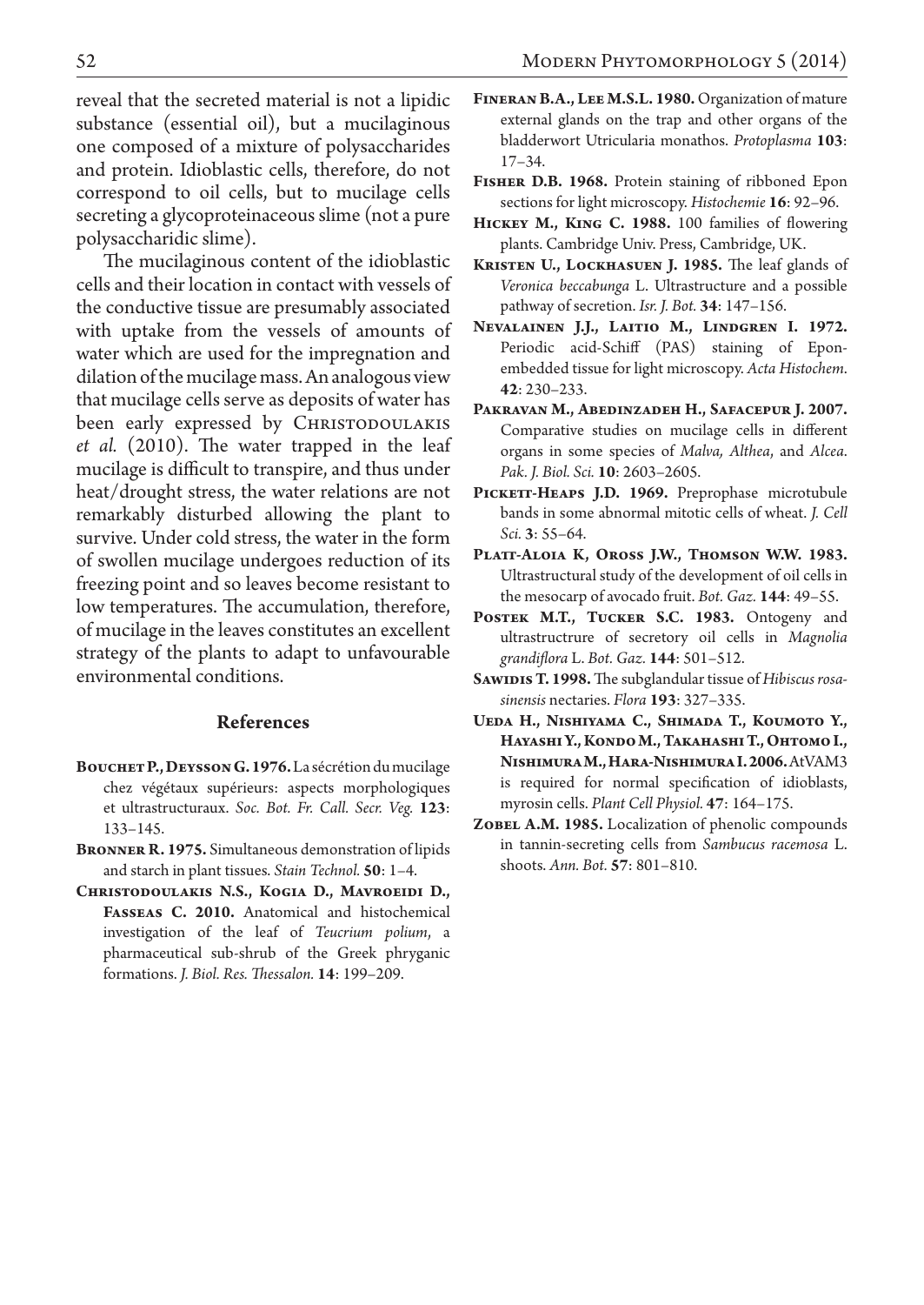reveal that the secreted material is not a lipidic substance (essential oil), but a mucilaginous one composed of a mixture of polysaccharides and protein. Idioblastic cells, therefore, do not correspond to oil cells, but to mucilage cells secreting a glycoproteinaceous slime (not a pure polysaccharidic slime).

The mucilaginous content of the idioblastic cells and their location in contact with vessels of the conductive tissue are presumably associated with uptake from the vessels of amounts of water which are used for the impregnation and dilation of the mucilage mass. An analogous view that mucilage cells serve as deposits of water has been early expressed by Christodoulakis *et al.* (2010). The water trapped in the leaf mucilage is difficult to transpire, and thus under heat/drought stress, the water relations are not remarkably disturbed allowing the plant to survive. Under cold stress, the water in the form of swollen mucilage undergoes reduction of its freezing point and so leaves become resistant to low temperatures. The accumulation, therefore, of mucilage in the leaves constitutes an excellent strategy of the plants to adapt to unfavourable environmental conditions.

## References

**Bouchet P., Deysson G. 1976.** La sécrétion du mucilage chez végétaux supérieurs: aspects morphologiques et ultrastructuraux. *Soc. Bot. Fr. Call. Secr. Veg.* **123**: 133–145.

**Bronner R. 1975.** Simultaneous demonstration of lipids and starch in plant tissues. *Stain Technol.* **50**: 1–4.

**Christodoulakis N.S., Kogia D., Mavroeidi D., Fasseas C. 2010.** Anatomical and histochemical investigation of the leaf of *Teucrium polium*, a pharmaceutical sub-shrub of the Greek phryganic formations. *J. Biol. Res. Thessalon.* **14**: 199–209.

**Fineran B.A., Lee M.S.L. 1980.** Organization of mature external glands on the trap and other organs of the bladderwort Utricularia monathos. *Protoplasma* **103**: 17–34.

**Fisher D.B. 1968.** Protein staining of ribboned Epon sections for light microscopy. *Histochemie* **16**: 92–96.

**Hickey M., King C. 1988.** 100 families of flowering plants. Cambridge Univ. Press, Cambridge, UK.

**Kristen U., Lockhasuen J. 1985.** The leaf glands of *Veronica beccabunga* L. Ultrastructure and a possible pathway of secretion. *Isr. J. Bot.* **34**: 147–156.

**Nevalainen J.J., Laitio M., Lindgren I. 1972.** Periodic acid-Schiff (PAS) staining of Epon-embedded tissue for light microscopy. *Acta Histochem.* **42**: 230–233.

**Pakravan M., Abedinzadeh H., Safacepur J. 2007.** Comparative studies on mucilage cells in different organs in some species of *Malva, Althea*, and *Alcea*. *Pak. J. Biol. Sci.* **10**: 2603–2605.

**Pickett-Heaps J.D. 1969.** Preprophase microtubule bands in some abnormal mitotic cells of wheat. *J. Cell Sci.* **3**: 55–64.

**Platt-Aloia K, Oross J.W., Thomson W.W. 1983.** Ultrastructural study of the development of oil cells in the mesocarp of avocado fruit. *Bot. Gaz.* **144**: 49–55.

**Postek M.T., Tucker S.C. 1983.** Ontogeny and ultrastructrure of secretory oil cells in *Magnolia grandiflora* L. *Bot. Gaz.* **144**: 501–512.

**Sawidis T. 1998.** The subglandular tissue of *Hibiscus rosa-sinensis* nectaries. *Flora* **193**: 327–335.

**Ueda H., Nishiyama C., Shimada T., Koumoto Y., Hayashi Y., Kondo M., Takahashi T., Ohtomo I., Nishimura M., Hara-Nishimura I. 2006.** AtVAM3 is required for normal specification of idioblasts, myrosin cells. *Plant Cell Physiol.* **47**: 164–175.

**Zobel A.M. 1985.** Localization of phenolic compounds in tannin-secreting cells from *Sambucus racemosa* L. shoots. *Ann. Bot.* **57**: 801–810.